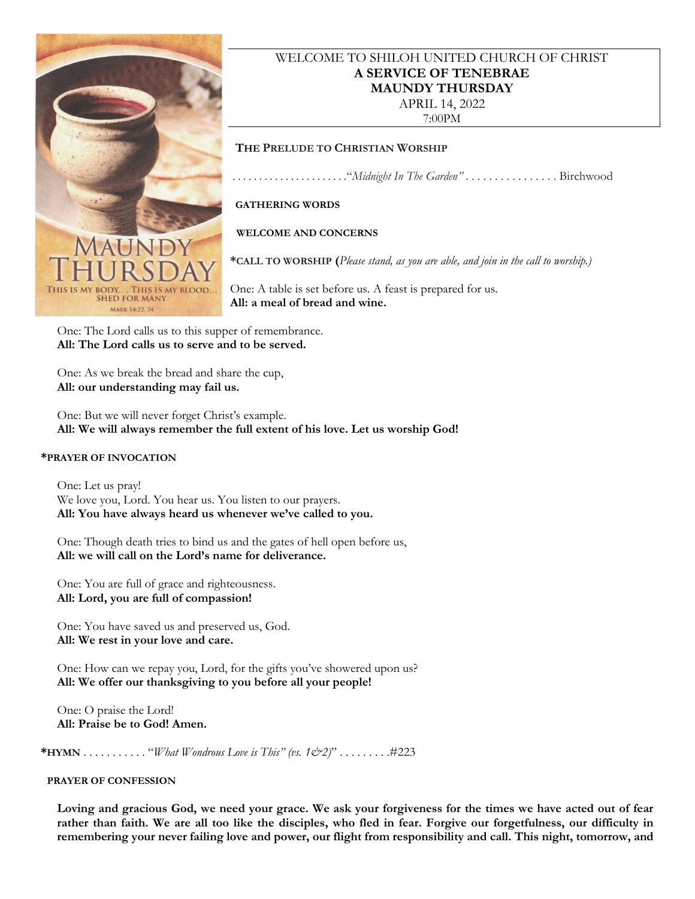WELCOME TO SHILOH UNITED CHURCH OF CHRIST
**A SERVICE OF TENEBRAE**
**MAUNDY THURSDAY**
APRIL 14, 2022
7:00PM

**THE PRELUDE TO CHRISTIAN WORSHIP**

. . . . . . . . . . . . . . . . . . . . .*"Midnight In The Garden"* . . . . . . . . . . . . . . . . Birchwood

**GATHERING WORDS**

**WELCOME AND CONCERNS**

**\*CALL TO WORSHIP (***Please stand, as you are able, and join in the call to worship.)*

One: A table is set before us. A feast is prepared for us.
**All: a meal of bread and wine.**

One: The Lord calls us to this supper of remembrance.
**All: The Lord calls us to serve and to be served.**

One: As we break the bread and share the cup,
**All: our understanding may fail us.**

One: But we will never forget Christ's example.
**All: We will always remember the full extent of his love. Let us worship God!**

**\*PRAYER OF INVOCATION**

One: Let us pray!
We love you, Lord. You hear us. You listen to our prayers.
**All: You have always heard us whenever we've called to you.**

One: Though death tries to bind us and the gates of hell open before us,
**All: we will call on the Lord's name for deliverance.**

One: You are full of grace and righteousness.
**All: Lord, you are full of compassion!**

One: You have saved us and preserved us, God.
**All: We rest in your love and care.**

One: How can we repay you, Lord, for the gifts you've showered upon us?
**All: We offer our thanksgiving to you before all your people!**

One: O praise the Lord!
**All: Praise be to God! Amen.**

**\*HYMN** . . . . . . . . . . . "*What Wondrous Love is This" (vs. 1&2)*" . . . . . . . . .#223

**PRAYER OF CONFESSION**

**Loving and gracious God, we need your grace. We ask your forgiveness for the times we have acted out of fear rather than faith. We are all too like the disciples, who fled in fear. Forgive our forgetfulness, our difficulty in remembering your never failing love and power, our flight from responsibility and call. This night, tomorrow, and**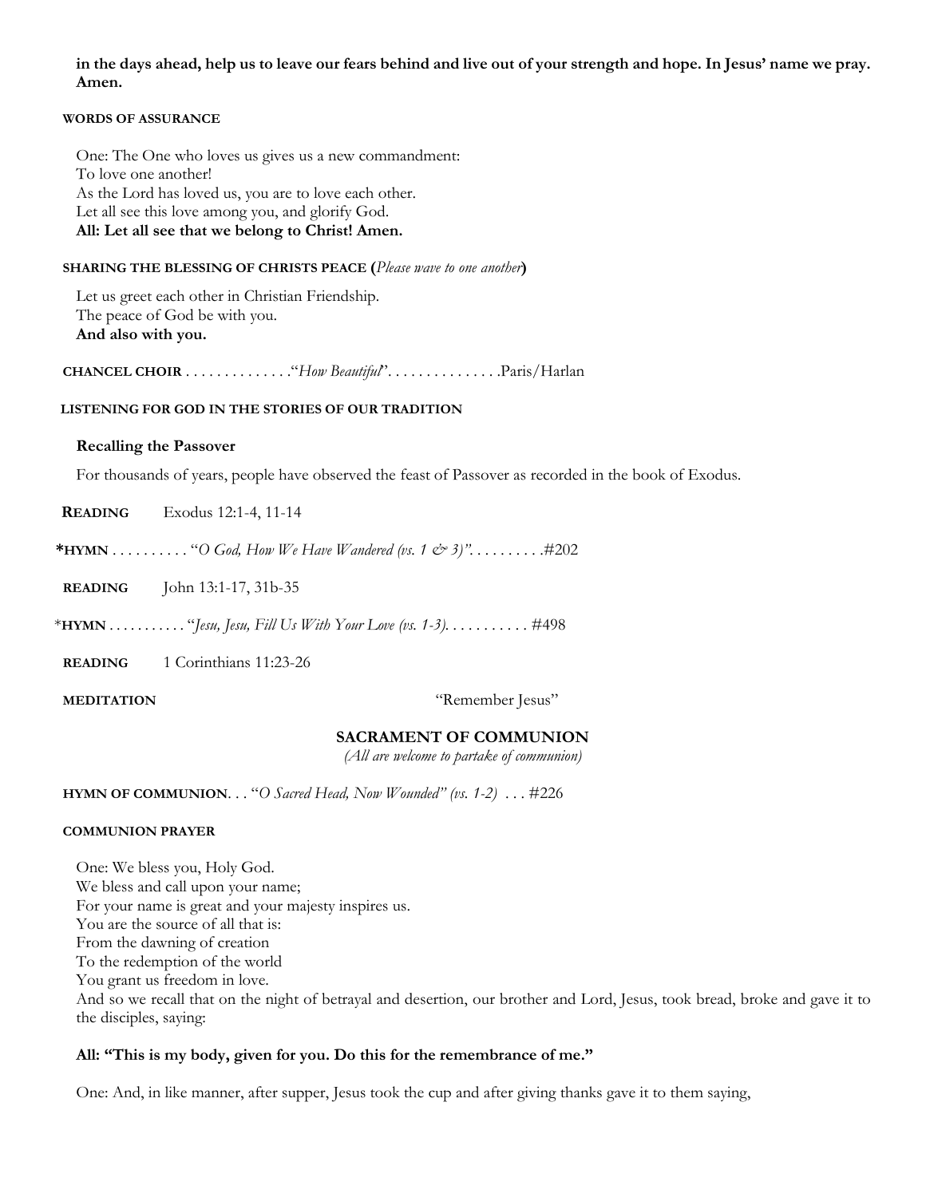**in the days ahead, help us to leave our fears behind and live out of your strength and hope. In Jesus' name we pray. Amen.**

**WORDS OF ASSURANCE**

One: The One who loves us gives us a new commandment:
To love one another!
As the Lord has loved us, you are to love each other.
Let all see this love among you, and glorify God.
**All: Let all see that we belong to Christ! Amen.**

**SHARING THE BLESSING OF CHRISTS PEACE (***Please wave to one another***)**

Let us greet each other in Christian Friendship.
The peace of God be with you.
**And also with you.**

**CHANCEL CHOIR** . . . . . . . . . . . . . ."*How Beautiful*". . . . . . . . . . . . . . .Paris/Harlan

**LISTENING FOR GOD IN THE STORIES OF OUR TRADITION**

**Recalling the Passover**

For thousands of years, people have observed the feast of Passover as recorded in the book of Exodus.

**READING** Exodus 12:1-4, 11-14

***HYMN** . . . . . . . . . . "*O God, How We Have Wandered (vs. 1 & 3)"*. . . . . . . . . .#202

**READING** John 13:1-17, 31b-35

***HYMN** . . . . . . . . . . "*Jesu, Jesu, Fill Us With Your Love (vs. 1-3).* . . . . . . . . . . #498

**READING** 1 Corinthians 11:23-26

**MEDITATION** "Remember Jesus"

## SACRAMENT OF COMMUNION

*(All are welcome to partake of communion)*

**HYMN OF COMMUNION**. . . "*O Sacred Head, Now Wounded" (vs. 1-2)* . . . #226

**COMMUNION PRAYER**

One: We bless you, Holy God.
We bless and call upon your name;
For your name is great and your majesty inspires us.
You are the source of all that is:
From the dawning of creation
To the redemption of the world
You grant us freedom in love.
And so we recall that on the night of betrayal and desertion, our brother and Lord, Jesus, took bread, broke and gave it to the disciples, saying:

**All: "This is my body, given for you. Do this for the remembrance of me."**

One: And, in like manner, after supper, Jesus took the cup and after giving thanks gave it to them saying,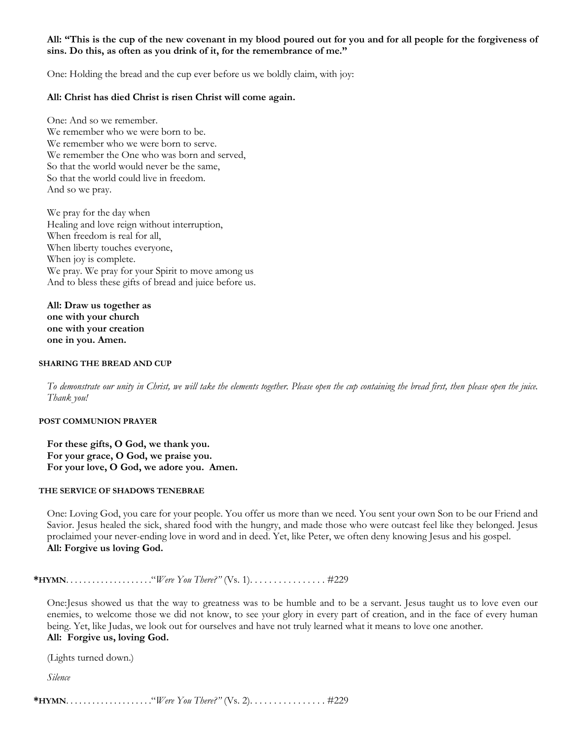**All: "This is the cup of the new covenant in my blood poured out for you and for all people for the forgiveness of sins. Do this, as often as you drink of it, for the remembrance of me."**

One: Holding the bread and the cup ever before us we boldly claim, with joy:

**All: Christ has died Christ is risen Christ will come again.**

One: And so we remember.
We remember who we were born to be.
We remember who we were born to serve.
We remember the One who was born and served,
So that the world would never be the same,
So that the world could live in freedom.
And so we pray.

We pray for the day when
Healing and love reign without interruption,
When freedom is real for all,
When liberty touches everyone,
When joy is complete.
We pray. We pray for your Spirit to move among us
And to bless these gifts of bread and juice before us.

**All: Draw us together as**
**one with your church**
**one with your creation**
**one in you. Amen.**

#### SHARING THE BREAD AND CUP

*To demonstrate our unity in Christ, we will take the elements together. Please open the cup containing the bread first, then please open the juice. Thank you!*

#### POST COMMUNION PRAYER

**For these gifts, O God, we thank you.**
**For your grace, O God, we praise you.**
**For your love, O God, we adore you. Amen.**

#### THE SERVICE OF SHADOWS TENEBRAE

One: Loving God, you care for your people. You offer us more than we need. You sent your own Son to be our Friend and Savior. Jesus healed the sick, shared food with the hungry, and made those who were outcast feel like they belonged. Jesus proclaimed your never-ending love in word and in deed. Yet, like Peter, we often deny knowing Jesus and his gospel.
**All: Forgive us loving God.**

***HYMN**. . . . . . . . . . . . . . . . . . . "*Were You There?"* (Vs. 1). . . . . . . . . . . . . . . . #229

One:Jesus showed us that the way to greatness was to be humble and to be a servant. Jesus taught us to love even our enemies, to welcome those we did not know, to see your glory in every part of creation, and in the face of every human being. Yet, like Judas, we look out for ourselves and have not truly learned what it means to love one another.
**All: Forgive us, loving God.**

(Lights turned down.)

*Silence*

***HYMN**. . . . . . . . . . . . . . . . . . . "*Were You There?"* (Vs. 2). . . . . . . . . . . . . . . . #229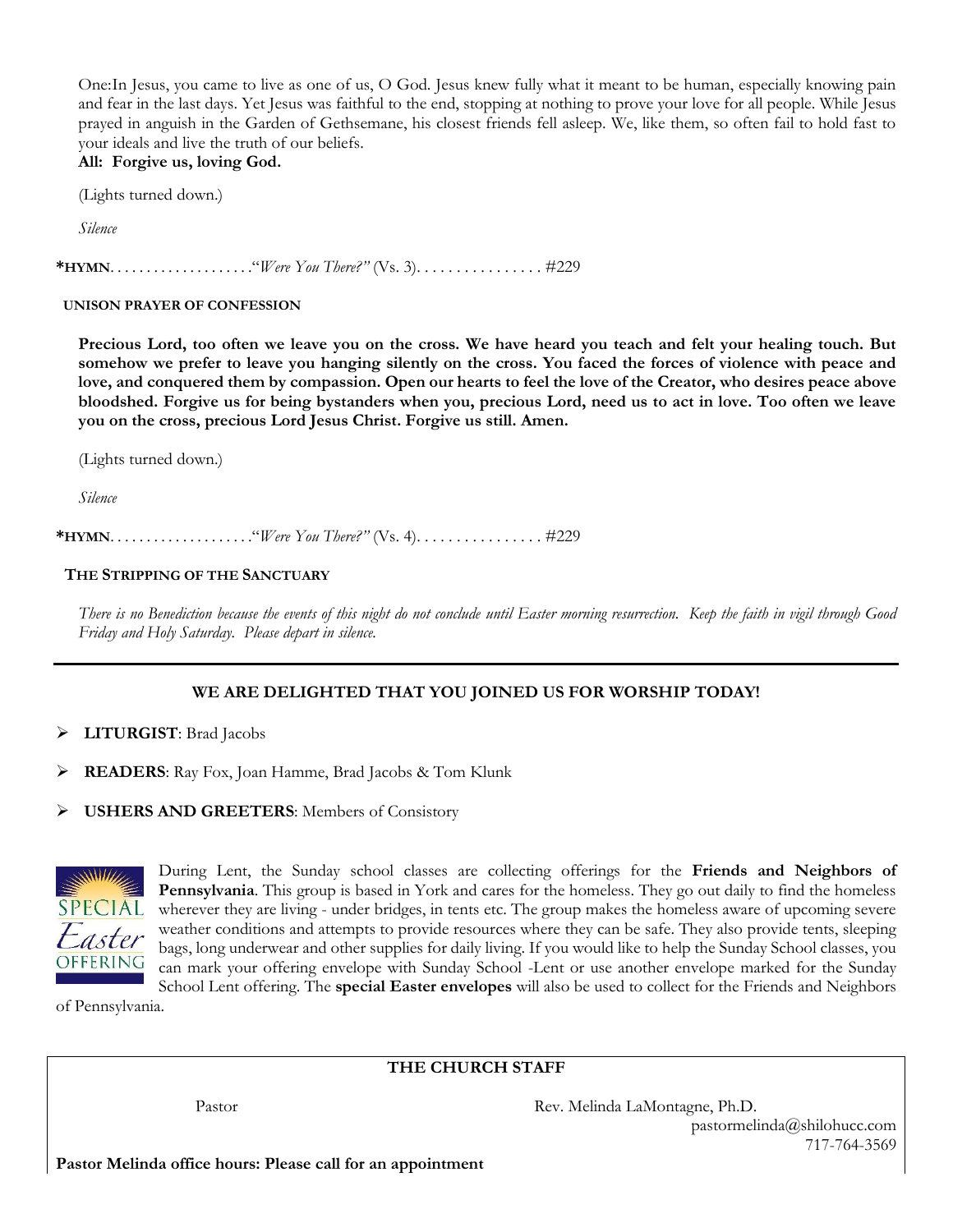One:In Jesus, you came to live as one of us, O God. Jesus knew fully what it meant to be human, especially knowing pain and fear in the last days. Yet Jesus was faithful to the end, stopping at nothing to prove your love for all people. While Jesus prayed in anguish in the Garden of Gethsemane, his closest friends fell asleep. We, like them, so often fail to hold fast to your ideals and live the truth of our beliefs.
**All: Forgive us, loving God.**

(Lights turned down.)

*Silence*

**\*HYMN**. . . . . . . . . . . . . . . . . . . "*Were You There?"* (Vs. 3). . . . . . . . . . . . . . . . #229

**UNISON PRAYER OF CONFESSION**

**Precious Lord, too often we leave you on the cross. We have heard you teach and felt your healing touch. But somehow we prefer to leave you hanging silently on the cross. You faced the forces of violence with peace and love, and conquered them by compassion. Open our hearts to feel the love of the Creator, who desires peace above bloodshed. Forgive us for being bystanders when you, precious Lord, need us to act in love. Too often we leave you on the cross, precious Lord Jesus Christ. Forgive us still. Amen.**

(Lights turned down.)

*Silence*

**\*HYMN**. . . . . . . . . . . . . . . . . . . "*Were You There?"* (Vs. 4). . . . . . . . . . . . . . . . #229

**THE STRIPPING OF THE SANCTUARY**

*There is no Benediction because the events of this night do not conclude until Easter morning resurrection. Keep the faith in vigil through Good Friday and Holy Saturday. Please depart in silence.*

---

## WE ARE DELIGHTED THAT YOU JOINED US FOR WORSHIP TODAY!

- **LITURGIST**: Brad Jacobs
- **READERS**: Ray Fox, Joan Hamme, Brad Jacobs & Tom Klunk
- **USHERS AND GREETERS**: Members of Consistory

During Lent, the Sunday school classes are collecting offerings for the **Friends and Neighbors of Pennsylvania**. This group is based in York and cares for the homeless. They go out daily to find the homeless wherever they are living - under bridges, in tents etc. The group makes the homeless aware of upcoming severe weather conditions and attempts to provide resources where they can be safe. They also provide tents, sleeping bags, long underwear and other supplies for daily living. If you would like to help the Sunday School classes, you can mark your offering envelope with Sunday School -Lent or use another envelope marked for the Sunday School Lent offering. The **special Easter envelopes** will also be used to collect for the Friends and Neighbors of Pennsylvania.

**THE CHURCH STAFF**

Pastor — Rev. Melinda LaMontagne, Ph.D.
pastormelinda@shilohucc.com
717-764-3569

**Pastor Melinda office hours: Please call for an appointment**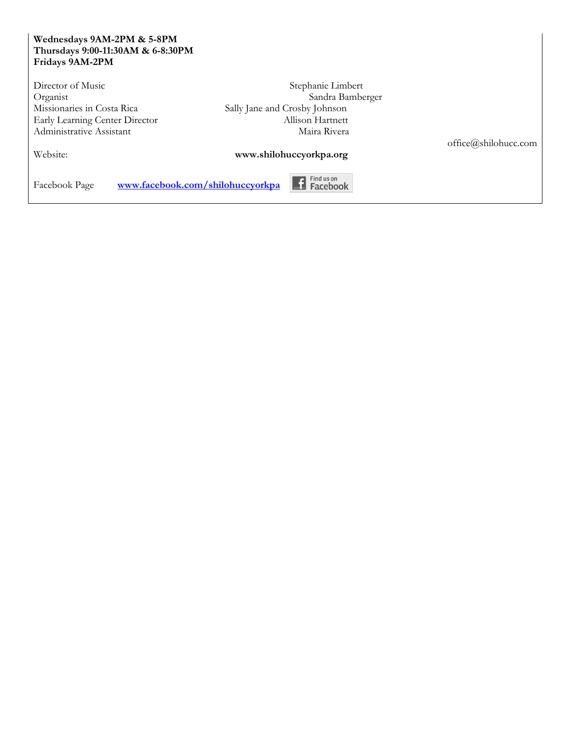**Wednesdays 9AM-2PM & 5-8PM**
**Thursdays 9:00-11:30AM & 6-8:30PM**
**Fridays 9AM-2PM**

| | |
|---|---|
| Director of Music | Stephanie Limbert |
| Organist | Sandra Bamberger |
| Missionaries in Costa Rica | Sally Jane and Crosby Johnson |
| Early Learning Center Director | Allison Hartnett |
| Administrative Assistant | Maira Rivera |

office@shilohucc.com

Website: **www.shilohuccyorkpa.org**

Facebook Page **www.facebook.com/shilohuccyorkpa** Find us on Facebook